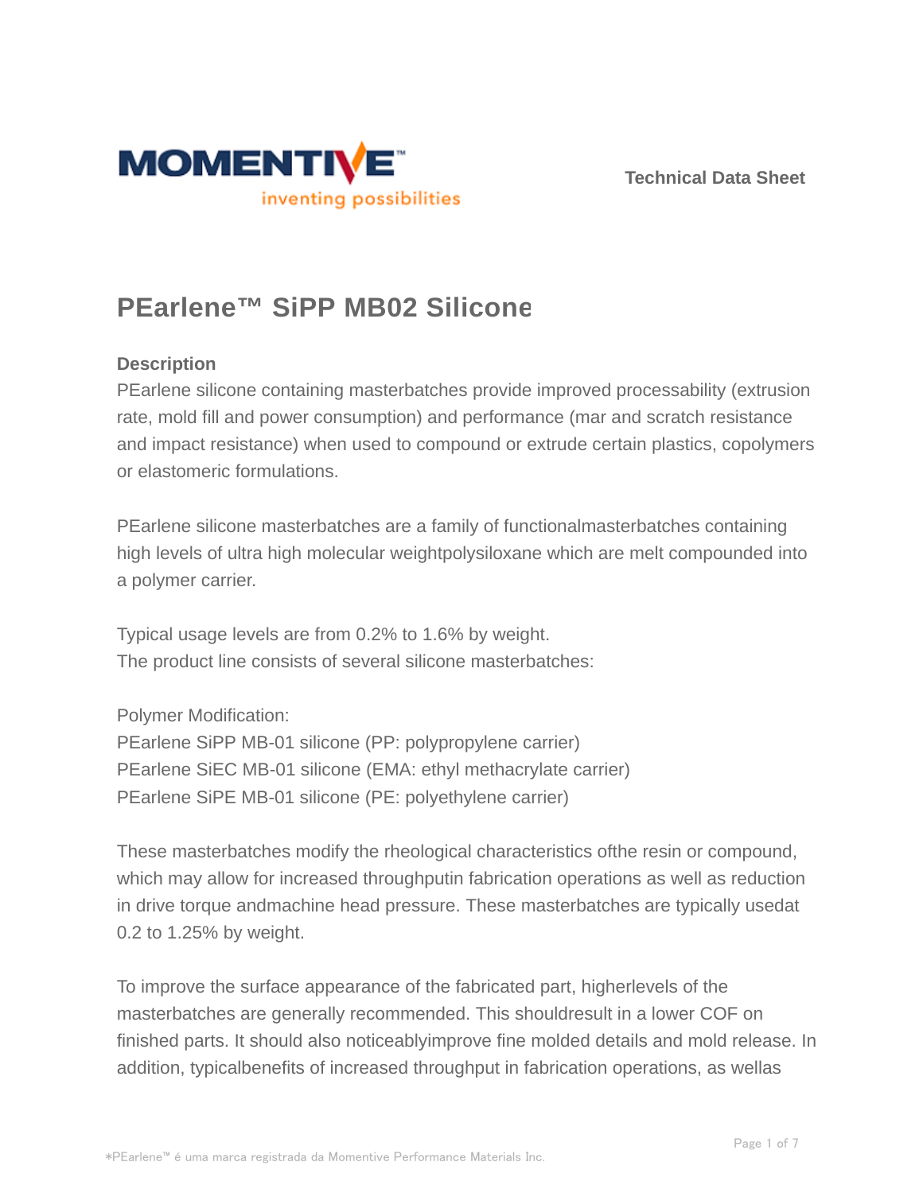Technical Data Sheet

# PEarlene™ SiPP MB02 Silicone

## Description

PEarlene silicone containing masterbatches provide improved processability (extrusion rate, mold fill and power consumption) and performance (mar and scratch resistance and impact resistance) when used to compound or extrude certain plastics, copolymers or elastomeric formulations.

PEarlene silicone masterbatches are a family of functionalmasterbatches containing high levels of ultra high molecular weightpolysiloxane which are melt compounded into a polymer carrier.

Typical usage levels are from 0.2% to 1.6% by weight.
The product line consists of several silicone masterbatches:

Polymer Modification:
PEarlene SiPP MB-01 silicone (PP: polypropylene carrier)
PEarlene SiEC MB-01 silicone (EMA: ethyl methacrylate carrier)
PEarlene SiPE MB-01 silicone (PE: polyethylene carrier)

These masterbatches modify the rheological characteristics ofthe resin or compound, which may allow for increased throughputin fabrication operations as well as reduction in drive torque andmachine head pressure. These masterbatches are typically usedat 0.2 to 1.25% by weight.

To improve the surface appearance of the fabricated part, higherlevels of the masterbatches are generally recommended. This shouldresult in a lower COF on finished parts. It should also noticeablyimprove fine molded details and mold release. In addition, typicalbenefits of increased throughput in fabrication operations, as wellas

*PEarlene™ é uma marca registrada da Momentive Performance Materials Inc.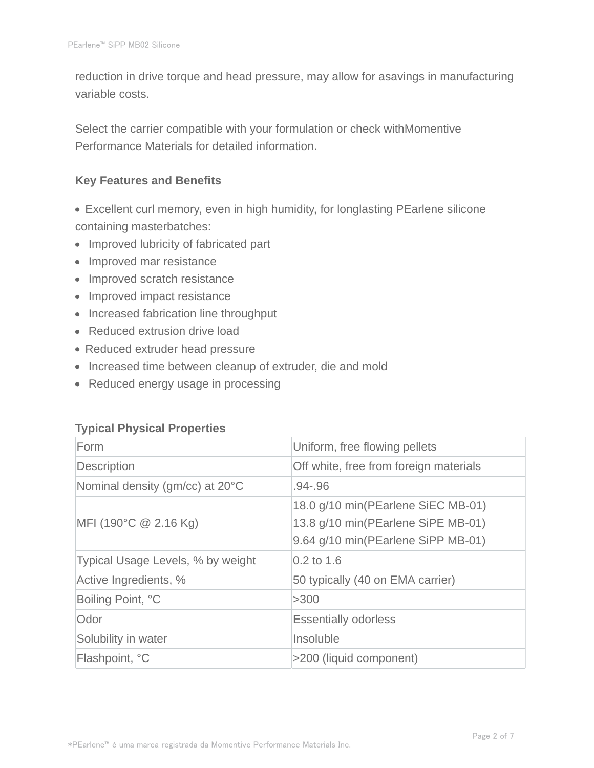reduction in drive torque and head pressure, may allow for asavings in manufacturing variable costs.

Select the carrier compatible with your formulation or check withMomentive Performance Materials for detailed information.

### Key Features and Benefits

- Excellent curl memory, even in high humidity, for longlasting PEarlene silicone containing masterbatches:
- Improved lubricity of fabricated part
- Improved mar resistance
- Improved scratch resistance
- Improved impact resistance
- Increased fabrication line throughput
- Reduced extrusion drive load
- Reduced extruder head pressure
- Increased time between cleanup of extruder, die and mold
- Reduced energy usage in processing

### Typical Physical Properties

| Form | Uniform, free flowing pellets |
|---|---|
| Description | Off white, free from foreign materials |
| Nominal density (gm/cc) at 20°C | .94-.96 |
| MFI (190°C @ 2.16 Kg) | 18.0 g/10 min(PEarlene SiEC MB-01)<br>13.8 g/10 min(PEarlene SiPE MB-01)<br>9.64 g/10 min(PEarlene SiPP MB-01) |
| Typical Usage Levels, % by weight | 0.2 to 1.6 |
| Active Ingredients, % | 50 typically (40 on EMA carrier) |
| Boiling Point, °C | >300 |
| Odor | Essentially odorless |
| Solubility in water | Insoluble |
| Flashpoint, °C | >200 (liquid component) |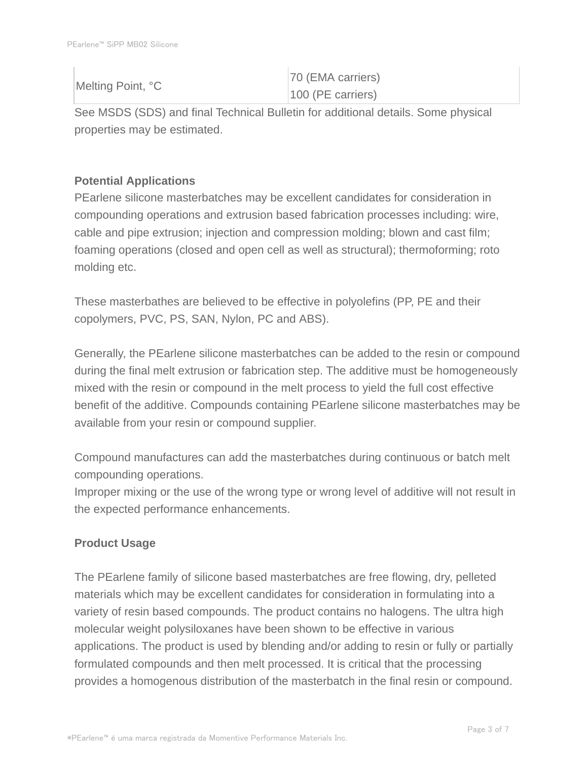| | |
|---|---|
| Melting Point, °C | 70 (EMA carriers)<br>100 (PE carriers) |

See MSDS (SDS) and final Technical Bulletin for additional details. Some physical properties may be estimated.

**Potential Applications**

PEarlene silicone masterbatches may be excellent candidates for consideration in compounding operations and extrusion based fabrication processes including: wire, cable and pipe extrusion; injection and compression molding; blown and cast film; foaming operations (closed and open cell as well as structural); thermoforming; roto molding etc.

These masterbathes are believed to be effective in polyolefins (PP, PE and their copolymers, PVC, PS, SAN, Nylon, PC and ABS).

Generally, the PEarlene silicone masterbatches can be added to the resin or compound during the final melt extrusion or fabrication step. The additive must be homogeneously mixed with the resin or compound in the melt process to yield the full cost effective benefit of the additive. Compounds containing PEarlene silicone masterbatches may be available from your resin or compound supplier.

Compound manufactures can add the masterbatches during continuous or batch melt compounding operations.
Improper mixing or the use of the wrong type or wrong level of additive will not result in the expected performance enhancements.

**Product Usage**

The PEarlene family of silicone based masterbatches are free flowing, dry, pelleted materials which may be excellent candidates for consideration in formulating into a variety of resin based compounds. The product contains no halogens. The ultra high molecular weight polysiloxanes have been shown to be effective in various applications. The product is used by blending and/or adding to resin or fully or partially formulated compounds and then melt processed. It is critical that the processing provides a homogenous distribution of the masterbatch in the final resin or compound.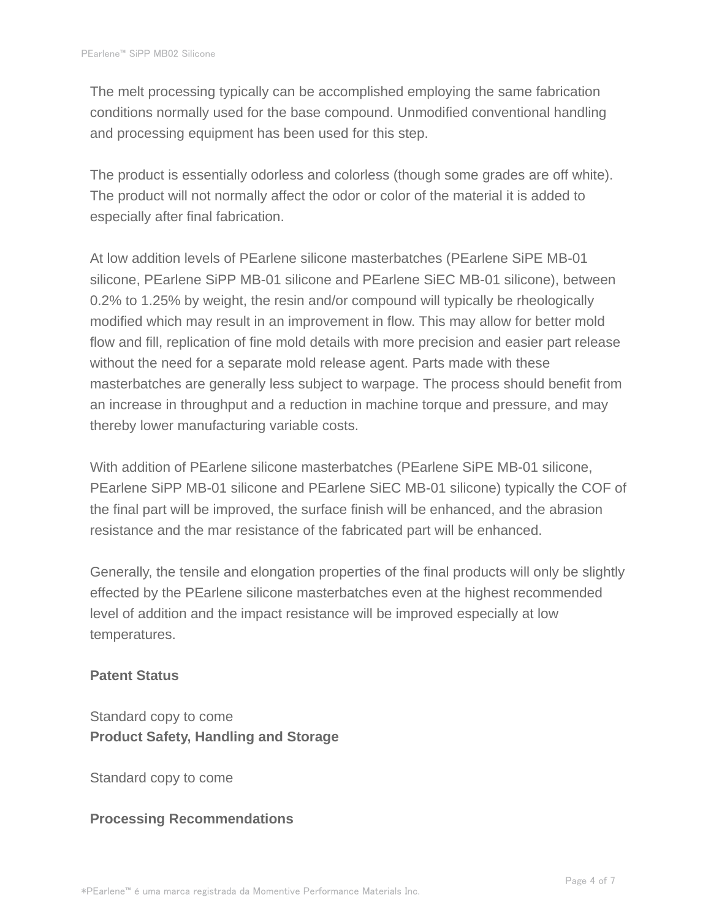The melt processing typically can be accomplished employing the same fabrication conditions normally used for the base compound. Unmodified conventional handling and processing equipment has been used for this step.

The product is essentially odorless and colorless (though some grades are off white). The product will not normally affect the odor or color of the material it is added to especially after final fabrication.

At low addition levels of PEarlene silicone masterbatches (PEarlene SiPE MB-01 silicone, PEarlene SiPP MB-01 silicone and PEarlene SiEC MB-01 silicone), between 0.2% to 1.25% by weight, the resin and/or compound will typically be rheologically modified which may result in an improvement in flow. This may allow for better mold flow and fill, replication of fine mold details with more precision and easier part release without the need for a separate mold release agent. Parts made with these masterbatches are generally less subject to warpage. The process should benefit from an increase in throughput and a reduction in machine torque and pressure, and may thereby lower manufacturing variable costs.

With addition of PEarlene silicone masterbatches (PEarlene SiPE MB-01 silicone, PEarlene SiPP MB-01 silicone and PEarlene SiEC MB-01 silicone) typically the COF of the final part will be improved, the surface finish will be enhanced, and the abrasion resistance and the mar resistance of the fabricated part will be enhanced.

Generally, the tensile and elongation properties of the final products will only be slightly effected by the PEarlene silicone masterbatches even at the highest recommended level of addition and the impact resistance will be improved especially at low temperatures.

**Patent Status**

Standard copy to come

**Product Safety, Handling and Storage**

Standard copy to come

**Processing Recommendations**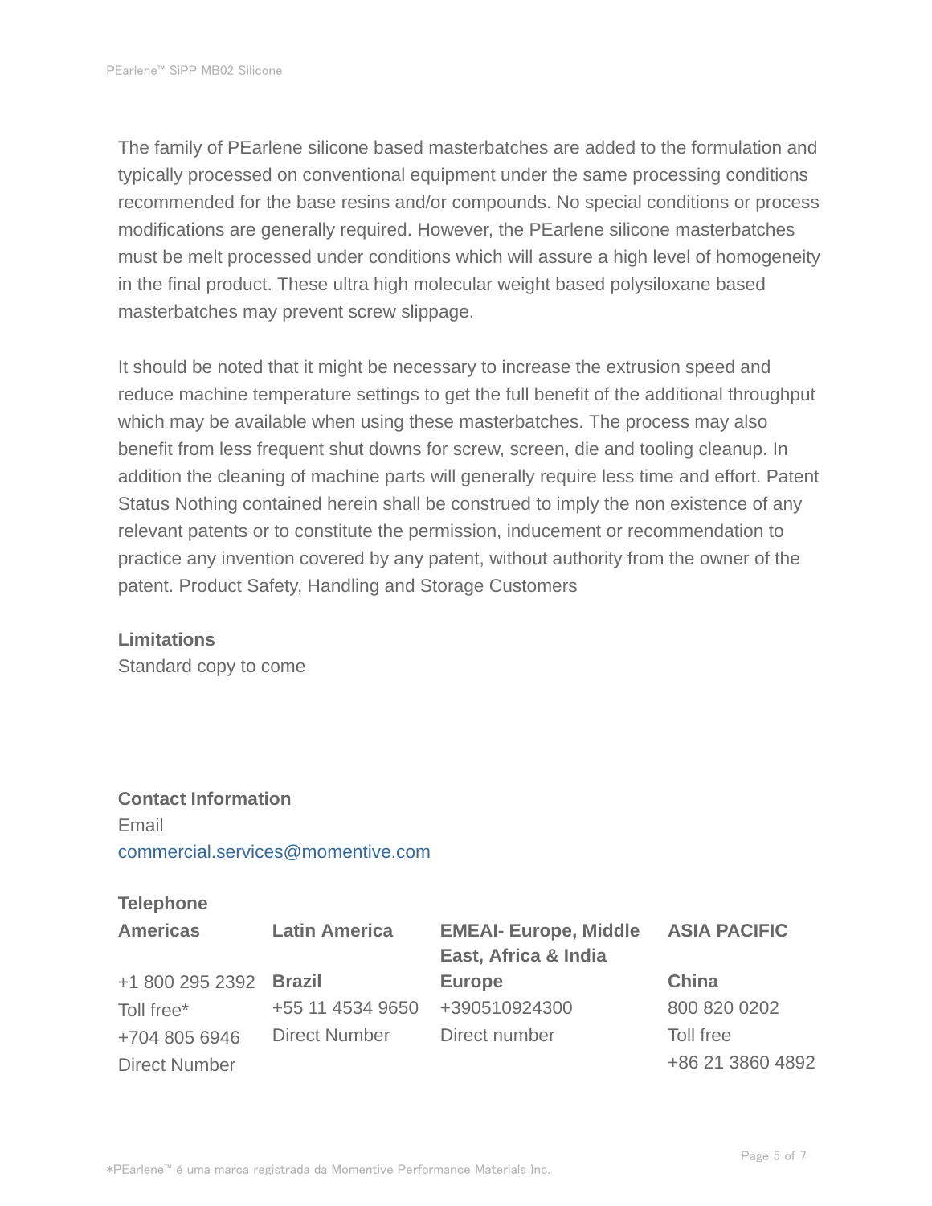The family of PEarlene silicone based masterbatches are added to the formulation and typically processed on conventional equipment under the same processing conditions recommended for the base resins and/or compounds. No special conditions or process modifications are generally required. However, the PEarlene silicone masterbatches must be melt processed under conditions which will assure a high level of homogeneity in the final product. These ultra high molecular weight based polysiloxane based masterbatches may prevent screw slippage.

It should be noted that it might be necessary to increase the extrusion speed and reduce machine temperature settings to get the full benefit of the additional throughput which may be available when using these masterbatches. The process may also benefit from less frequent shut downs for screw, screen, die and tooling cleanup. In addition the cleaning of machine parts will generally require less time and effort. Patent Status Nothing contained herein shall be construed to imply the non existence of any relevant patents or to constitute the permission, inducement or recommendation to practice any invention covered by any patent, without authority from the owner of the patent. Product Safety, Handling and Storage Customers

**Limitations**

Standard copy to come

**Contact Information**

Email

commercial.services@momentive.com

**Telephone**

| **Americas** | **Latin America** | **EMEAI- Europe, Middle East, Africa & India** | **ASIA PACIFIC** |
|---|---|---|---|
| +1 800 295 2392 | **Brazil** | **Europe** | **China** |
| Toll free* | +55 11 4534 9650 | +390510924300 | 800 820 0202 |
| +704 805 6946 | Direct Number | Direct number | Toll free |
| Direct Number | | | +86 21 3860 4892 |

*PEarlene™ é uma marca registrada da Momentive Performance Materials Inc.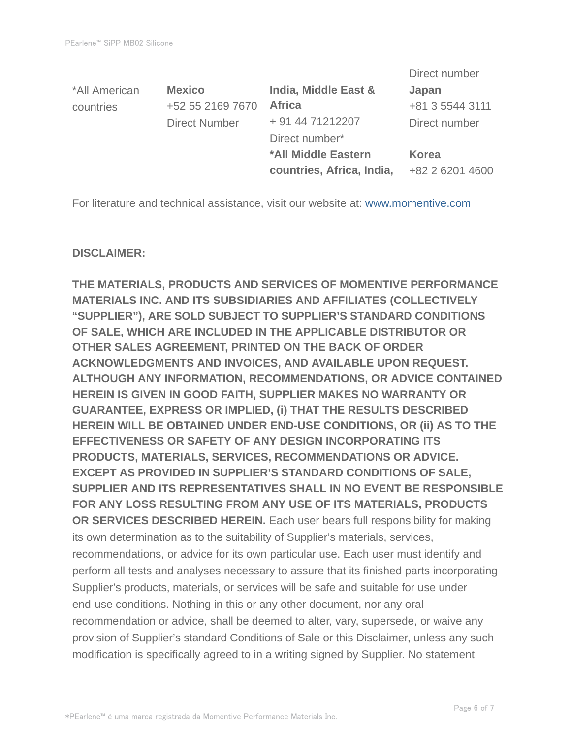| | | | Direct number |
|---|---|---|---|
| *All American countries | **Mexico** +52 55 2169 7670 Direct Number | **India, Middle East & Africa** + 91 44 71212207 Direct number* **\*All Middle Eastern countries, Africa, India,** | **Japan** +81 3 5544 3111 Direct number **Korea** +82 2 6201 4600 |

For literature and technical assistance, visit our website at: www.momentive.com

**DISCLAIMER:**

**THE MATERIALS, PRODUCTS AND SERVICES OF MOMENTIVE PERFORMANCE MATERIALS INC. AND ITS SUBSIDIARIES AND AFFILIATES (COLLECTIVELY "SUPPLIER"), ARE SOLD SUBJECT TO SUPPLIER'S STANDARD CONDITIONS OF SALE, WHICH ARE INCLUDED IN THE APPLICABLE DISTRIBUTOR OR OTHER SALES AGREEMENT, PRINTED ON THE BACK OF ORDER ACKNOWLEDGMENTS AND INVOICES, AND AVAILABLE UPON REQUEST. ALTHOUGH ANY INFORMATION, RECOMMENDATIONS, OR ADVICE CONTAINED HEREIN IS GIVEN IN GOOD FAITH, SUPPLIER MAKES NO WARRANTY OR GUARANTEE, EXPRESS OR IMPLIED, (i) THAT THE RESULTS DESCRIBED HEREIN WILL BE OBTAINED UNDER END-USE CONDITIONS, OR (ii) AS TO THE EFFECTIVENESS OR SAFETY OF ANY DESIGN INCORPORATING ITS PRODUCTS, MATERIALS, SERVICES, RECOMMENDATIONS OR ADVICE. EXCEPT AS PROVIDED IN SUPPLIER'S STANDARD CONDITIONS OF SALE, SUPPLIER AND ITS REPRESENTATIVES SHALL IN NO EVENT BE RESPONSIBLE FOR ANY LOSS RESULTING FROM ANY USE OF ITS MATERIALS, PRODUCTS OR SERVICES DESCRIBED HEREIN.** Each user bears full responsibility for making its own determination as to the suitability of Supplier's materials, services, recommendations, or advice for its own particular use. Each user must identify and perform all tests and analyses necessary to assure that its finished parts incorporating Supplier's products, materials, or services will be safe and suitable for use under end-use conditions. Nothing in this or any other document, nor any oral recommendation or advice, shall be deemed to alter, vary, supersede, or waive any provision of Supplier's standard Conditions of Sale or this Disclaimer, unless any such modification is specifically agreed to in a writing signed by Supplier. No statement

*PEarlene™ é uma marca registrada da Momentive Performance Materials Inc.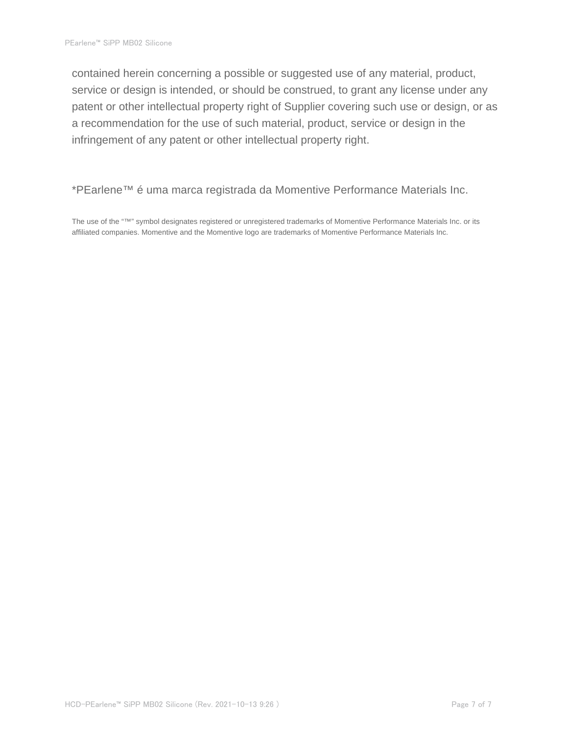contained herein concerning a possible or suggested use of any material, product, service or design is intended, or should be construed, to grant any license under any patent or other intellectual property right of Supplier covering such use or design, or as a recommendation for the use of such material, product, service or design in the infringement of any patent or other intellectual property right.

*PEarlene™ é uma marca registrada da Momentive Performance Materials Inc.

The use of the "™" symbol designates registered or unregistered trademarks of Momentive Performance Materials Inc. or its affiliated companies. Momentive and the Momentive logo are trademarks of Momentive Performance Materials Inc.